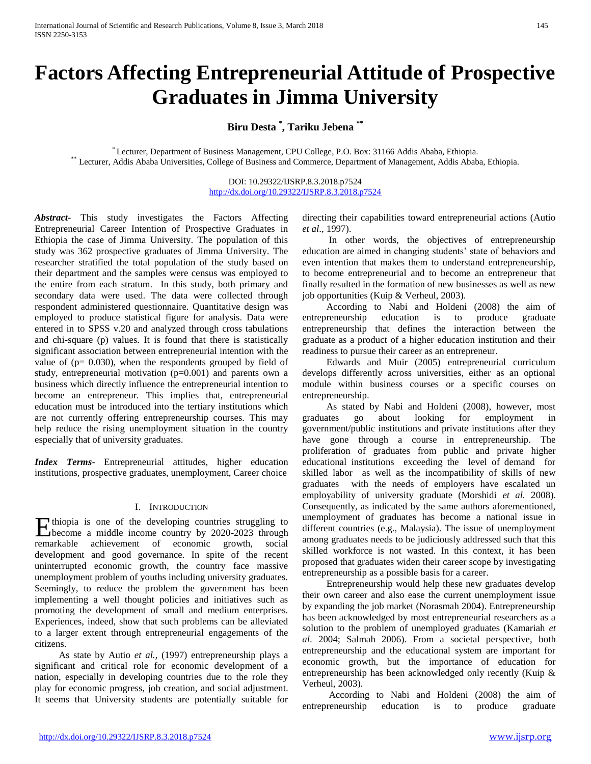# Factors Affecting Entrepreneurial Attitude of Prospective Graduates in Jimma University

**Biru Desta [*], Tariku Jebena [**]**

[*] Lecturer, Department of Business Management, CPU College, P.O. Box: 31166 Addis Ababa, Ethiopia.
[**] Lecturer, Addis Ababa Universities, College of Business and Commerce, Department of Management, Addis Ababa, Ethiopia.

DOI: 10.29322/IJSRP.8.3.2018.p7524
http://dx.doi.org/10.29322/IJSRP.8.3.2018.p7524

***Abstract-*** This study investigates the Factors Affecting Entrepreneurial Career Intention of Prospective Graduates in Ethiopia the case of Jimma University. The population of this study was 362 prospective graduates of Jimma University. The researcher stratified the total population of the study based on their department and the samples were census was employed to the entire from each stratum. In this study, both primary and secondary data were used. The data were collected through respondent administered questionnaire. Quantitative design was employed to produce statistical figure for analysis. Data were entered in to SPSS v.20 and analyzed through cross tabulations and chi-square (p) values. It is found that there is statistically significant association between entrepreneurial intention with the value of ($p = 0.030$), when the respondents grouped by field of study, entrepreneurial motivation ($p=0.001$) and parents own a business which directly influence the entrepreneurial intention to become an entrepreneur. This implies that, entrepreneurial education must be introduced into the tertiary institutions which are not currently offering entrepreneurship courses. This may help reduce the rising unemployment situation in the country especially that of university graduates.

***Index Terms-*** Entrepreneurial attitudes, higher education institutions, prospective graduates, unemployment, Career choice

## I. Introduction

Ethiopia is one of the developing countries struggling to become a middle income country by 2020-2023 through remarkable achievement of economic growth, social development and good governance. In spite of the recent uninterrupted economic growth, the country face massive unemployment problem of youths including university graduates. Seemingly, to reduce the problem the government has been implementing a well thought policies and initiatives such as promoting the development of small and medium enterprises. Experiences, indeed, show that such problems can be alleviated to a larger extent through entrepreneurial engagements of the citizens.

As state by Autio *et al.*, (1997) entrepreneurship plays a significant and critical role for economic development of a nation, especially in developing countries due to the role they play for economic progress, job creation, and social adjustment. It seems that University students are potentially suitable for directing their capabilities toward entrepreneurial actions (Autio *et al*., 1997).

In other words, the objectives of entrepreneurship education are aimed in changing students' state of behaviors and even intention that makes them to understand entrepreneurship, to become entrepreneurial and to become an entrepreneur that finally resulted in the formation of new businesses as well as new job opportunities (Kuip & Verheul, 2003).

According to Nabi and Holdeni (2008) the aim of entrepreneurship education is to produce graduate entrepreneurship that defines the interaction between the graduate as a product of a higher education institution and their readiness to pursue their career as an entrepreneur.

Edwards and Muir (2005) entrepreneurial curriculum develops differently across universities, either as an optional module within business courses or a specific courses on entrepreneurship.

As stated by Nabi and Holdeni (2008), however, most graduates go about looking for employment in government/public institutions and private institutions after they have gone through a course in entrepreneurship. The proliferation of graduates from public and private higher educational institutions exceeding the level of demand for skilled labor as well as the incompatibility of skills of new graduates with the needs of employers have escalated un employability of university graduate (Morshidi *et al.* 2008). Consequently, as indicated by the same authors aforementioned, unemployment of graduates has become a national issue in different countries (e.g., Malaysia). The issue of unemployment among graduates needs to be judiciously addressed such that this skilled workforce is not wasted. In this context, it has been proposed that graduates widen their career scope by investigating entrepreneurship as a possible basis for a career.

Entrepreneurship would help these new graduates develop their own career and also ease the current unemployment issue by expanding the job market (Norasmah 2004). Entrepreneurship has been acknowledged by most entrepreneurial researchers as a solution to the problem of unemployed graduates (Kamariah *et al*. 2004; Salmah 2006). From a societal perspective, both entrepreneurship and the educational system are important for economic growth, but the importance of education for entrepreneurship has been acknowledged only recently (Kuip & Verheul, 2003).

According to Nabi and Holdeni (2008) the aim of entrepreneurship education is to produce graduate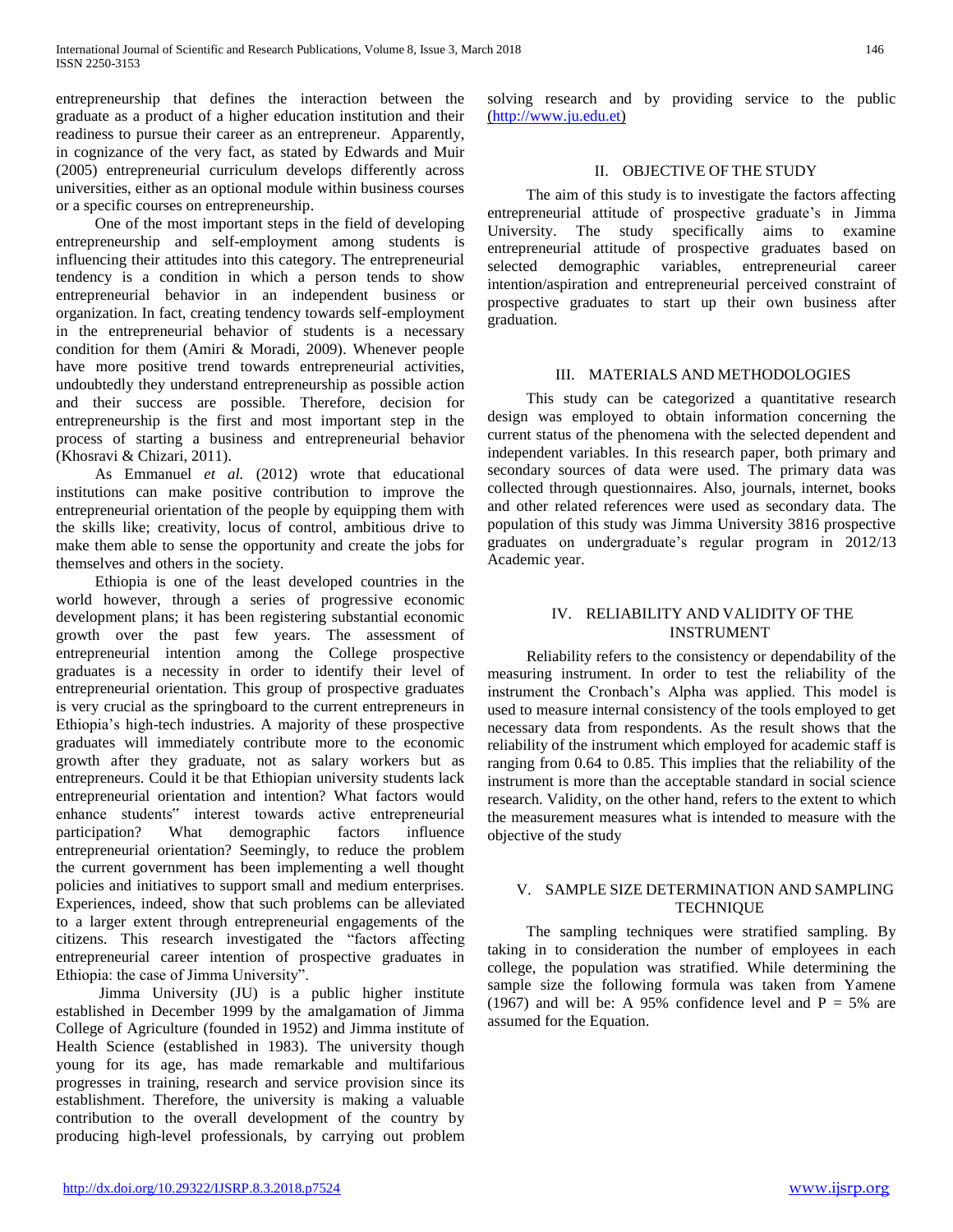entrepreneurship that defines the interaction between the graduate as a product of a higher education institution and their readiness to pursue their career as an entrepreneur. Apparently, in cognizance of the very fact, as stated by Edwards and Muir (2005) entrepreneurial curriculum develops differently across universities, either as an optional module within business courses or a specific courses on entrepreneurship.

One of the most important steps in the field of developing entrepreneurship and self-employment among students is influencing their attitudes into this category. The entrepreneurial tendency is a condition in which a person tends to show entrepreneurial behavior in an independent business or organization. In fact, creating tendency towards self-employment in the entrepreneurial behavior of students is a necessary condition for them (Amiri & Moradi, 2009). Whenever people have more positive trend towards entrepreneurial activities, undoubtedly they understand entrepreneurship as possible action and their success are possible. Therefore, decision for entrepreneurship is the first and most important step in the process of starting a business and entrepreneurial behavior (Khosravi & Chizari, 2011).

As Emmanuel *et al.* (2012) wrote that educational institutions can make positive contribution to improve the entrepreneurial orientation of the people by equipping them with the skills like; creativity, locus of control, ambitious drive to make them able to sense the opportunity and create the jobs for themselves and others in the society.

Ethiopia is one of the least developed countries in the world however, through a series of progressive economic development plans; it has been registering substantial economic growth over the past few years. The assessment of entrepreneurial intention among the College prospective graduates is a necessity in order to identify their level of entrepreneurial orientation. This group of prospective graduates is very crucial as the springboard to the current entrepreneurs in Ethiopia's high-tech industries. A majority of these prospective graduates will immediately contribute more to the economic growth after they graduate, not as salary workers but as entrepreneurs. Could it be that Ethiopian university students lack entrepreneurial orientation and intention? What factors would enhance students" interest towards active entrepreneurial participation? What demographic factors influence entrepreneurial orientation? Seemingly, to reduce the problem the current government has been implementing a well thought policies and initiatives to support small and medium enterprises. Experiences, indeed, show that such problems can be alleviated to a larger extent through entrepreneurial engagements of the citizens. This research investigated the "factors affecting entrepreneurial career intention of prospective graduates in Ethiopia: the case of Jimma University".

Jimma University (JU) is a public higher institute established in December 1999 by the amalgamation of Jimma College of Agriculture (founded in 1952) and Jimma institute of Health Science (established in 1983). The university though young for its age, has made remarkable and multifarious progresses in training, research and service provision since its establishment. Therefore, the university is making a valuable contribution to the overall development of the country by producing high-level professionals, by carrying out problem solving research and by providing service to the public (http://www.ju.edu.et)

## II. OBJECTIVE OF THE STUDY

The aim of this study is to investigate the factors affecting entrepreneurial attitude of prospective graduate's in Jimma University. The study specifically aims to examine entrepreneurial attitude of prospective graduates based on selected demographic variables, entrepreneurial career intention/aspiration and entrepreneurial perceived constraint of prospective graduates to start up their own business after graduation.

## III. MATERIALS AND METHODOLOGIES

This study can be categorized a quantitative research design was employed to obtain information concerning the current status of the phenomena with the selected dependent and independent variables. In this research paper, both primary and secondary sources of data were used. The primary data was collected through questionnaires. Also, journals, internet, books and other related references were used as secondary data. The population of this study was Jimma University 3816 prospective graduates on undergraduate's regular program in 2012/13 Academic year.

## IV. RELIABILITY AND VALIDITY OF THE INSTRUMENT

Reliability refers to the consistency or dependability of the measuring instrument. In order to test the reliability of the instrument the Cronbach's Alpha was applied. This model is used to measure internal consistency of the tools employed to get necessary data from respondents. As the result shows that the reliability of the instrument which employed for academic staff is ranging from 0.64 to 0.85. This implies that the reliability of the instrument is more than the acceptable standard in social science research. Validity, on the other hand, refers to the extent to which the measurement measures what is intended to measure with the objective of the study

## V. SAMPLE SIZE DETERMINATION AND SAMPLING TECHNIQUE

The sampling techniques were stratified sampling. By taking in to consideration the number of employees in each college, the population was stratified. While determining the sample size the following formula was taken from Yamene (1967) and will be: A 95% confidence level and P = 5% are assumed for the Equation.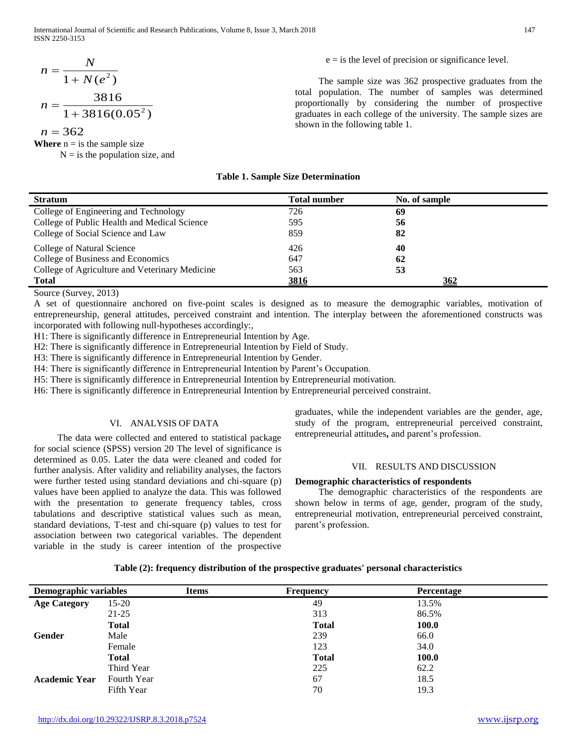$$n = \frac{N}{1 + N(e^2)}$$

$$n = \frac{3816}{1 + 3816(0.05^2)}$$

$$n = 362$$

**Where** n = is the sample size

N = is the population size, and

e = is the level of precision or significance level.

The sample size was 362 prospective graduates from the total population. The number of samples was determined proportionally by considering the number of prospective graduates in each college of the university. The sample sizes are shown in the following table 1.

**Table 1. Sample Size Determination**

| Stratum | Total number | No. of sample |
|---|---|---|
| College of Engineering and Technology | 726 | **69** |
| College of Public Health and Medical Science | 595 | **56** |
| College of Social Science and Law | 859 | **82** |
| College of Natural Science | 426 | **40** |
| College of Business and Economics | 647 | **62** |
| College of Agriculture and Veterinary Medicine | 563 | **53** |
| **Total** | **3816** | **362** |

Source (Survey, 2013)

A set of questionnaire anchored on five-point scales is designed as to measure the demographic variables, motivation of entrepreneurship, general attitudes, perceived constraint and intention. The interplay between the aforementioned constructs was incorporated with following null-hypotheses accordingly:,

H1: There is significantly difference in Entrepreneurial Intention by Age.

H2: There is significantly difference in Entrepreneurial Intention by Field of Study.

H3: There is significantly difference in Entrepreneurial Intention by Gender.

H4: There is significantly difference in Entrepreneurial Intention by Parent's Occupation.

H5: There is significantly difference in Entrepreneurial Intention by Entrepreneurial motivation.

H6: There is significantly difference in Entrepreneurial Intention by Entrepreneurial perceived constraint.

## VI. ANALYSIS OF DATA

The data were collected and entered to statistical package for social science (SPSS) version 20 The level of significance is determined as 0.05. Later the data were cleaned and coded for further analysis. After validity and reliability analyses, the factors were further tested using standard deviations and chi-square (p) values have been applied to analyze the data. This was followed with the presentation to generate frequency tables, cross tabulations and descriptive statistical values such as mean, standard deviations, T-test and chi-square (p) values to test for association between two categorical variables. The dependent variable in the study is career intention of the prospective graduates, while the independent variables are the gender, age, study of the program, entrepreneurial perceived constraint, entrepreneurial attitudes**,** and parent's profession.

## VII. RESULTS AND DISCUSSION

**Demographic characteristics of respondents**

The demographic characteristics of the respondents are shown below in terms of age, gender, program of the study, entrepreneurial motivation, entrepreneurial perceived constraint, parent's profession.

**Table (2): frequency distribution of the prospective graduates' personal characteristics**

| Demographic variables | Items | Frequency | Percentage |
|---|---|---|---|
| **Age Category** | 15-20 | 49 | 13.5% |
| | 21-25 | 313 | 86.5% |
| | **Total** | **Total** | **100.0** |
| **Gender** | Male | 239 | 66.0 |
| | Female | 123 | 34.0 |
| | **Total** | **Total** | **100.0** |
| **Academic Year** | Third Year | 225 | 62.2 |
| | Fourth Year | 67 | 18.5 |
| | Fifth Year | 70 | 19.3 |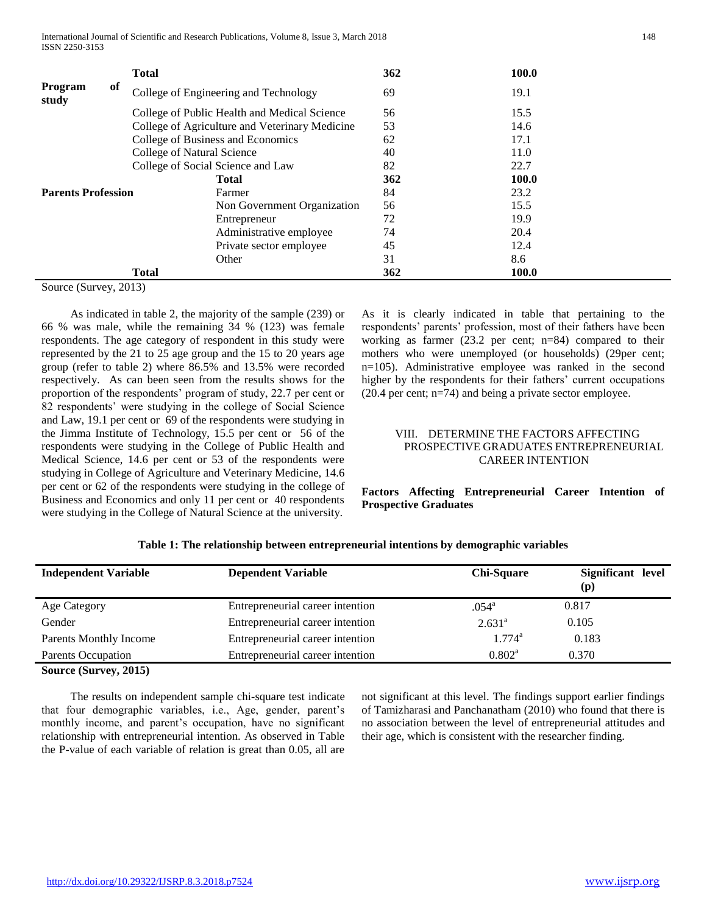| | | | |
|---|---|---|---|
| **Total** | | **362** | **100.0** |
| **Program of study** | College of Engineering and Technology | 69 | 19.1 |
| | College of Public Health and Medical Science | 56 | 15.5 |
| | College of Agriculture and Veterinary Medicine | 53 | 14.6 |
| | College of Business and Economics | 62 | 17.1 |
| | College of Natural Science | 40 | 11.0 |
| | College of Social Science and Law | 82 | 22.7 |
| | **Total** | **362** | **100.0** |
| **Parents Profession** | Farmer | 84 | 23.2 |
| | Non Government Organization | 56 | 15.5 |
| | Entrepreneur | 72 | 19.9 |
| | Administrative employee | 74 | 20.4 |
| | Private sector employee | 45 | 12.4 |
| | Other | 31 | 8.6 |
| **Total** | | **362** | **100.0** |

Source (Survey, 2013)

As indicated in table 2, the majority of the sample (239) or 66 % was male, while the remaining 34 % (123) was female respondents. The age category of respondent in this study were represented by the 21 to 25 age group and the 15 to 20 years age group (refer to table 2) where 86.5% and 13.5% were recorded respectively. As can been seen from the results shows for the proportion of the respondents' program of study, 22.7 per cent or 82 respondents' were studying in the college of Social Science and Law, 19.1 per cent or 69 of the respondents were studying in the Jimma Institute of Technology, 15.5 per cent or 56 of the respondents were studying in the College of Public Health and Medical Science, 14.6 per cent or 53 of the respondents were studying in College of Agriculture and Veterinary Medicine, 14.6 per cent or 62 of the respondents were studying in the college of Business and Economics and only 11 per cent or 40 respondents were studying in the College of Natural Science at the university.

As it is clearly indicated in table that pertaining to the respondents' parents' profession, most of their fathers have been working as farmer (23.2 per cent; n=84) compared to their mothers who were unemployed (or households) (29per cent; n=105). Administrative employee was ranked in the second higher by the respondents for their fathers' current occupations (20.4 per cent; n=74) and being a private sector employee.

## VIII. DETERMINE THE FACTORS AFFECTING PROSPECTIVE GRADUATES ENTREPRENEURIAL CAREER INTENTION

**Factors Affecting Entrepreneurial Career Intention of Prospective Graduates**

**Table 1: The relationship between entrepreneurial intentions by demographic variables**

| Independent Variable | Dependent Variable | Chi-Square | Significant level (p) |
|---|---|---|---|
| Age Category | Entrepreneurial career intention | .054[a] | 0.817 |
| Gender | Entrepreneurial career intention | 2.631[a] | 0.105 |
| Parents Monthly Income | Entrepreneurial career intention | 1.774[a] | 0.183 |
| Parents Occupation | Entrepreneurial career intention | 0.802[a] | 0.370 |

**Source (Survey, 2015)**

The results on independent sample chi-square test indicate that four demographic variables, i.e., Age, gender, parent's monthly income, and parent's occupation, have no significant relationship with entrepreneurial intention. As observed in Table the P-value of each variable of relation is great than 0.05, all are not significant at this level. The findings support earlier findings of Tamizharasi and Panchanatham (2010) who found that there is no association between the level of entrepreneurial attitudes and their age, which is consistent with the researcher finding.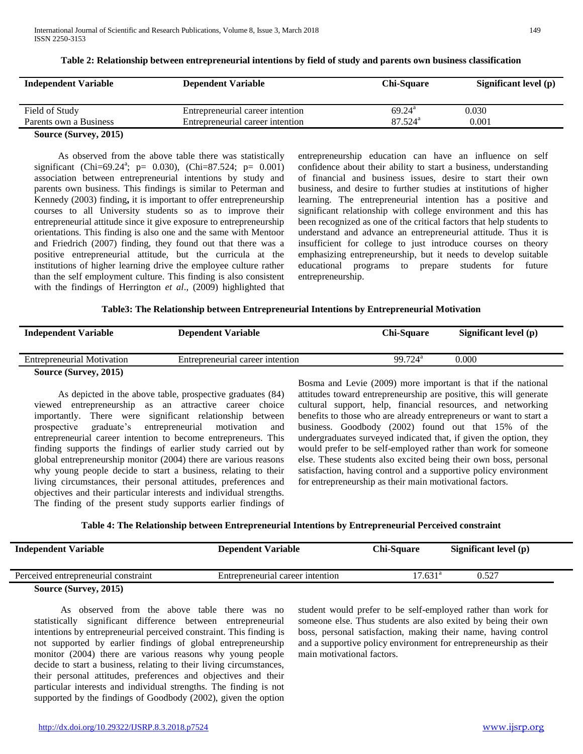**Table 2: Relationship between entrepreneurial intentions by field of study and parents own business classification**

| Independent Variable | Dependent Variable | Chi-Square | Significant level (p) |
|---|---|---|---|
| Field of Study | Entrepreneurial career intention | $69.24^{a}$ | 0.030 |
| Parents own a Business | Entrepreneurial career intention | $87.524^{a}$ | 0.001 |

**Source (Survey, 2015)**

As observed from the above table there was statistically significant (Chi=$69.24^{a}$; p= 0.030), (Chi=87.524; p= 0.001) association between entrepreneurial intentions by study and parents own business. This findings is similar to Peterman and Kennedy (2003) finding**,** it is important to offer entrepreneurship courses to all University students so as to improve their entrepreneurial attitude since it give exposure to entrepreneurship orientations. This finding is also one and the same with Mentoor and Friedrich (2007) finding, they found out that there was a positive entrepreneurial attitude, but the curricula at the institutions of higher learning drive the employee culture rather than the self employment culture. This finding is also consistent with the findings of Herrington *et al*., (2009) highlighted that entrepreneurship education can have an influence on self confidence about their ability to start a business, understanding of financial and business issues, desire to start their own business, and desire to further studies at institutions of higher learning. The entrepreneurial intention has a positive and significant relationship with college environment and this has been recognized as one of the critical factors that help students to understand and advance an entrepreneurial attitude. Thus it is insufficient for college to just introduce courses on theory emphasizing entrepreneurship, but it needs to develop suitable educational programs to prepare students for future entrepreneurship.

**Table3: The Relationship between Entrepreneurial Intentions by Entrepreneurial Motivation**

| Independent Variable | Dependent Variable | Chi-Square | Significant level (p) |
|---|---|---|---|
| Entrepreneurial Motivation | Entrepreneurial career intention | $99.724^{a}$ | 0.000 |

**Source (Survey, 2015)**

As depicted in the above table, prospective graduates (84) viewed entrepreneurship as an attractive career choice importantly. There were significant relationship between prospective graduate's entrepreneurial motivation and entrepreneurial career intention to become entrepreneurs. This finding supports the findings of earlier study carried out by global entrepreneurship monitor (2004) there are various reasons why young people decide to start a business, relating to their living circumstances, their personal attitudes, preferences and objectives and their particular interests and individual strengths. The finding of the present study supports earlier findings of Bosma and Levie (2009) more important is that if the national attitudes toward entrepreneurship are positive, this will generate cultural support, help, financial resources, and networking benefits to those who are already entrepreneurs or want to start a business. Goodbody (2002) found out that 15% of the undergraduates surveyed indicated that, if given the option, they would prefer to be self-employed rather than work for someone else. These students also excited being their own boss, personal satisfaction, having control and a supportive policy environment for entrepreneurship as their main motivational factors.

**Table 4: The Relationship between Entrepreneurial Intentions by Entrepreneurial Perceived constraint**

| Independent Variable | Dependent Variable | Chi-Square | Significant level (p) |
|---|---|---|---|
| Perceived entrepreneurial constraint | Entrepreneurial career intention | $17.631^{a}$ | 0.527 |

**Source (Survey, 2015)**

As observed from the above table there was no statistically significant difference between entrepreneurial intentions by entrepreneurial perceived constraint. This finding is not supported by earlier findings of global entrepreneurship monitor (2004) there are various reasons why young people decide to start a business, relating to their living circumstances, their personal attitudes, preferences and objectives and their particular interests and individual strengths. The finding is not supported by the findings of Goodbody (2002), given the option student would prefer to be self-employed rather than work for someone else. Thus students are also exited by being their own boss, personal satisfaction, making their name, having control and a supportive policy environment for entrepreneurship as their main motivational factors.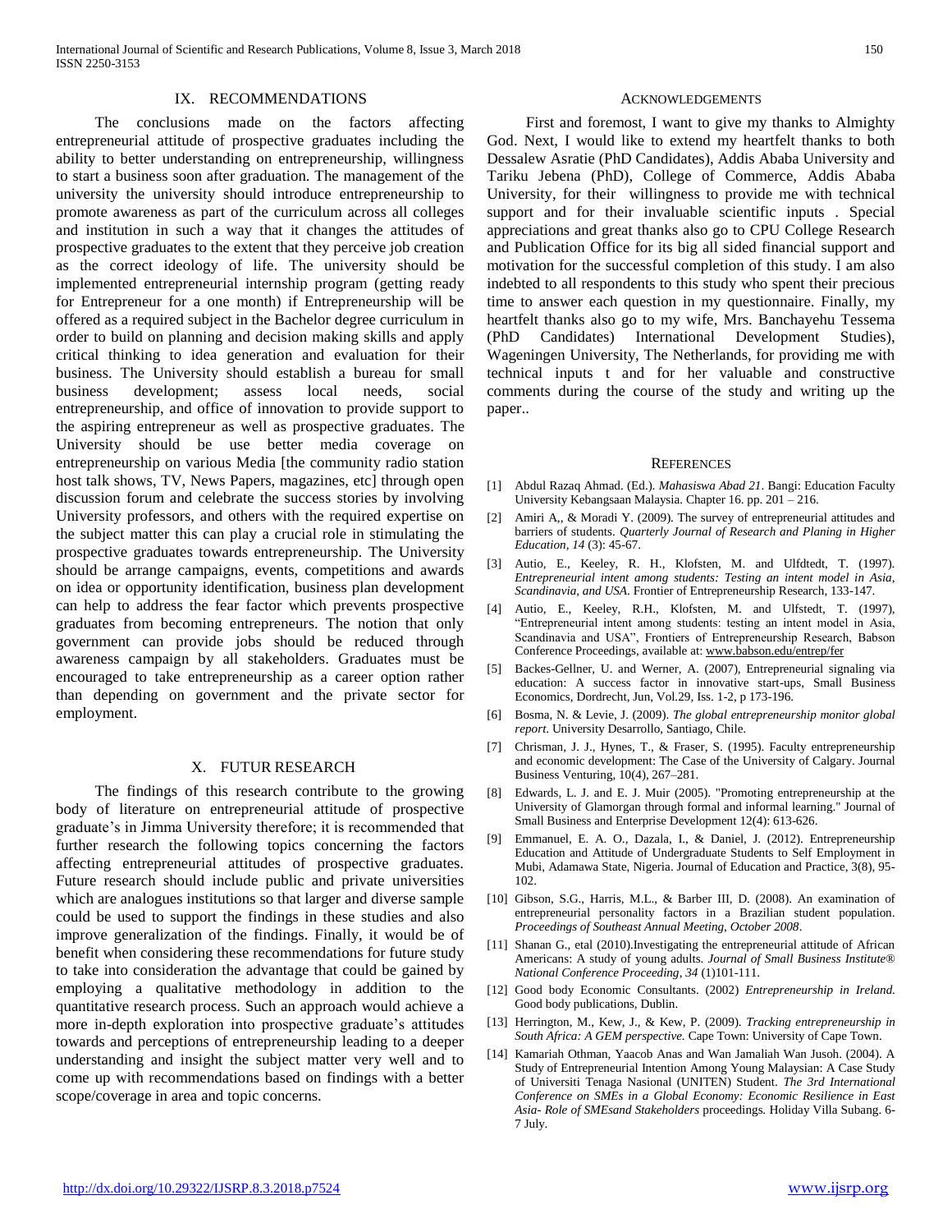## IX. RECOMMENDATIONS

The conclusions made on the factors affecting entrepreneurial attitude of prospective graduates including the ability to better understanding on entrepreneurship, willingness to start a business soon after graduation. The management of the university the university should introduce entrepreneurship to promote awareness as part of the curriculum across all colleges and institution in such a way that it changes the attitudes of prospective graduates to the extent that they perceive job creation as the correct ideology of life. The university should be implemented entrepreneurial internship program (getting ready for Entrepreneur for a one month) if Entrepreneurship will be offered as a required subject in the Bachelor degree curriculum in order to build on planning and decision making skills and apply critical thinking to idea generation and evaluation for their business. The University should establish a bureau for small business development; assess local needs, social entrepreneurship, and office of innovation to provide support to the aspiring entrepreneur as well as prospective graduates. The University should be use better media coverage on entrepreneurship on various Media [the community radio station host talk shows, TV, News Papers, magazines, etc] through open discussion forum and celebrate the success stories by involving University professors, and others with the required expertise on the subject matter this can play a crucial role in stimulating the prospective graduates towards entrepreneurship. The University should be arrange campaigns, events, competitions and awards on idea or opportunity identification, business plan development can help to address the fear factor which prevents prospective graduates from becoming entrepreneurs. The notion that only government can provide jobs should be reduced through awareness campaign by all stakeholders. Graduates must be encouraged to take entrepreneurship as a career option rather than depending on government and the private sector for employment.

## X. FUTUR RESEARCH

The findings of this research contribute to the growing body of literature on entrepreneurial attitude of prospective graduate's in Jimma University therefore; it is recommended that further research the following topics concerning the factors affecting entrepreneurial attitudes of prospective graduates. Future research should include public and private universities which are analogues institutions so that larger and diverse sample could be used to support the findings in these studies and also improve generalization of the findings. Finally, it would be of benefit when considering these recommendations for future study to take into consideration the advantage that could be gained by employing a qualitative methodology in addition to the quantitative research process. Such an approach would achieve a more in-depth exploration into prospective graduate's attitudes towards and perceptions of entrepreneurship leading to a deeper understanding and insight the subject matter very well and to come up with recommendations based on findings with a better scope/coverage in area and topic concerns.

## ACKNOWLEDGEMENTS

First and foremost, I want to give my thanks to Almighty God. Next, I would like to extend my heartfelt thanks to both Dessalew Asratie (PhD Candidates), Addis Ababa University and Tariku Jebena (PhD), College of Commerce, Addis Ababa University, for their willingness to provide me with technical support and for their invaluable scientific inputs . Special appreciations and great thanks also go to CPU College Research and Publication Office for its big all sided financial support and motivation for the successful completion of this study. I am also indebted to all respondents to this study who spent their precious time to answer each question in my questionnaire. Finally, my heartfelt thanks also go to my wife, Mrs. Banchayehu Tessema (PhD Candidates) International Development Studies), Wageningen University, The Netherlands, for providing me with technical inputs t and for her valuable and constructive comments during the course of the study and writing up the paper..

## REFERENCES

[1] Abdul Razaq Ahmad. (Ed.). *Mahasiswa Abad 21*. Bangi: Education Faculty University Kebangsaan Malaysia. Chapter 16. pp. 201 – 216.

[2] Amiri A,, & Moradi Y. (2009). The survey of entrepreneurial attitudes and barriers of students. *Quarterly Journal of Research and Planing in Higher Education, 14* (3): 45-67.

[3] Autio, E., Keeley, R. H., Klofsten, M. and Ulfdtedt, T. (1997). *Entrepreneurial intent among students: Testing an intent model in Asia, Scandinavia, and USA*. Frontier of Entrepreneurship Research, 133-147.

[4] Autio, E., Keeley, R.H., Klofsten, M. and Ulfstedt, T. (1997), "Entrepreneurial intent among students: testing an intent model in Asia, Scandinavia and USA", Frontiers of Entrepreneurship Research, Babson Conference Proceedings, available at: www.babson.edu/entrep/fer

[5] Backes-Gellner, U. and Werner, A. (2007), Entrepreneurial signaling via education: A success factor in innovative start-ups, Small Business Economics, Dordrecht, Jun, Vol.29, Iss. 1-2, p 173-196.

[6] Bosma, N. & Levie, J. (2009). *The global entrepreneurship monitor global report*. University Desarrollo, Santiago, Chile.

[7] Chrisman, J. J., Hynes, T., & Fraser, S. (1995). Faculty entrepreneurship and economic development: The Case of the University of Calgary. Journal Business Venturing, 10(4), 267–281.

[8] Edwards, L. J. and E. J. Muir (2005). "Promoting entrepreneurship at the University of Glamorgan through formal and informal learning." Journal of Small Business and Enterprise Development 12(4): 613-626.

[9] Emmanuel, E. A. O., Dazala, I., & Daniel, J. (2012). Entrepreneurship Education and Attitude of Undergraduate Students to Self Employment in Mubi, Adamawa State, Nigeria. Journal of Education and Practice, 3(8), 95-102.

[10] Gibson, S.G., Harris, M.L., & Barber III, D. (2008). An examination of entrepreneurial personality factors in a Brazilian student population. *Proceedings of Southeast Annual Meeting, October 2008*.

[11] Shanan G., etal (2010).Investigating the entrepreneurial attitude of African Americans: A study of young adults. *Journal of Small Business Institute® National Conference Proceeding, 34* (1)101-111.

[12] Good body Economic Consultants. (2002) *Entrepreneurship in Ireland.* Good body publications, Dublin.

[13] Herrington, M., Kew, J., & Kew, P. (2009). *Tracking entrepreneurship in South Africa: A GEM perspective.* Cape Town: University of Cape Town.

[14] Kamariah Othman, Yaacob Anas and Wan Jamaliah Wan Jusoh. (2004). A Study of Entrepreneurial Intention Among Young Malaysian: A Case Study of Universiti Tenaga Nasional (UNITEN) Student. *The 3rd International Conference on SMEs in a Global Economy: Economic Resilience in East Asia- Role of SMEsand Stakeholders* proceedings*.* Holiday Villa Subang. 6-7 July.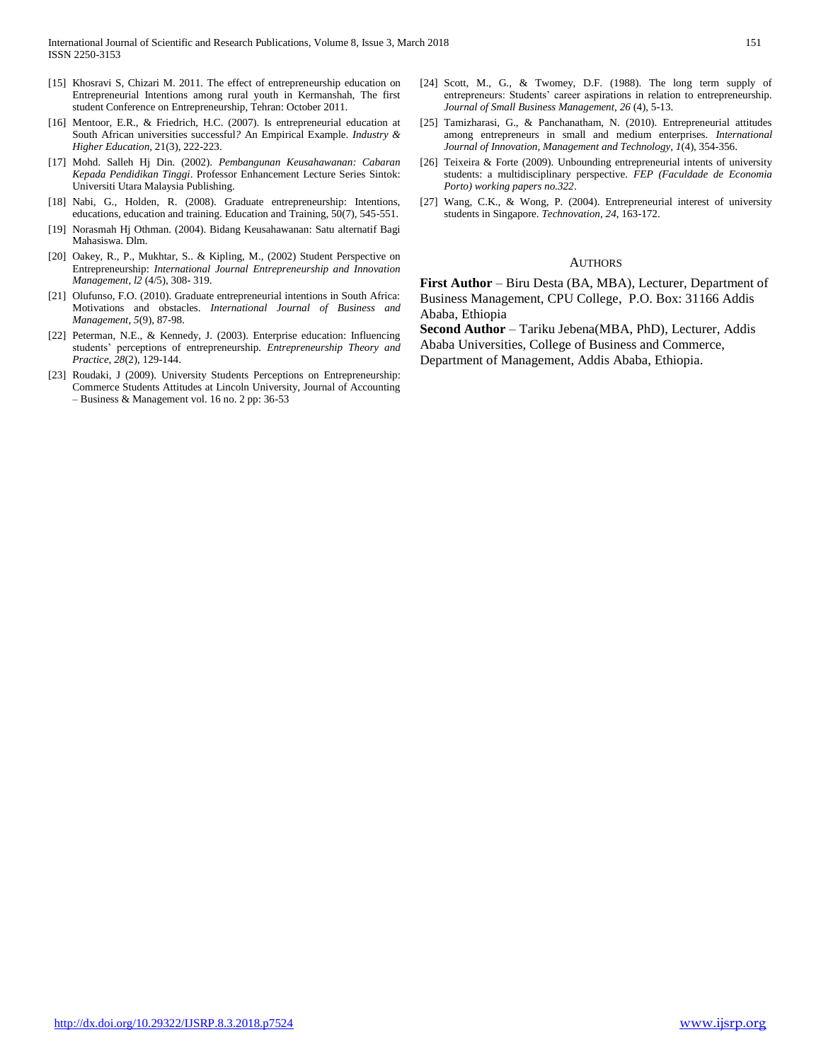[15] Khosravi S, Chizari M. 2011. The effect of entrepreneurship education on Entrepreneurial Intentions among rural youth in Kermanshah, The first student Conference on Entrepreneurship, Tehran: October 2011.

[16] Mentoor, E.R., & Friedrich, H.C. (2007). Is entrepreneurial education at South African universities successful? An Empirical Example. *Industry & Higher Education*, 21(3), 222-223.

[17] Mohd. Salleh Hj Din. (2002). *Pembangunan Keusahawanan: Cabaran Kepada Pendidikan Tinggi*. Professor Enhancement Lecture Series Sintok: Universiti Utara Malaysia Publishing.

[18] Nabi, G., Holden, R. (2008). Graduate entrepreneurship: Intentions, educations, education and training. Education and Training, 50(7), 545-551.

[19] Norasmah Hj Othman. (2004). Bidang Keusahawanan: Satu alternatif Bagi Mahasiswa. Dlm.

[20] Oakey, R., P., Mukhtar, S.. & Kipling, M., (2002) Student Perspective on Entrepreneurship: *International Journal Entrepreneurship and Innovation Management, l2* (4/5), 308- 319.

[21] Olufunso, F.O. (2010). Graduate entrepreneurial intentions in South Africa: Motivations and obstacles. *International Journal of Business and Management, 5*(9), 87-98.

[22] Peterman, N.E., & Kennedy, J. (2003). Enterprise education: Influencing students' perceptions of entrepreneurship. *Entrepreneurship Theory and Practice, 28*(2), 129-144.

[23] Roudaki, J (2009). University Students Perceptions on Entrepreneurship: Commerce Students Attitudes at Lincoln University, Journal of Accounting – Business & Management vol. 16 no. 2 pp: 36-53

[24] Scott, M., G., & Twomey, D.F. (1988). The long term supply of entrepreneurs: Students' career aspirations in relation to entrepreneurship. *Journal of Small Business Management, 26* (4), 5-13.

[25] Tamizharasi, G., & Panchanatham, N. (2010). Entrepreneurial attitudes among entrepreneurs in small and medium enterprises. *International Journal of Innovation, Management and Technology, 1*(4), 354-356.

[26] Teixeira & Forte (2009). Unbounding entrepreneurial intents of university students: a multidisciplinary perspective. *FEP (Faculdade de Economia Porto) working papers no.322*.

[27] Wang, C.K., & Wong, P. (2004). Entrepreneurial interest of university students in Singapore. *Technovation, 24*, 163-172.

## AUTHORS

**First Author** – Biru Desta (BA, MBA), Lecturer, Department of Business Management, CPU College, P.O. Box: 31166 Addis Ababa, Ethiopia

**Second Author** – Tariku Jebena(MBA, PhD), Lecturer, Addis Ababa Universities, College of Business and Commerce, Department of Management, Addis Ababa, Ethiopia.